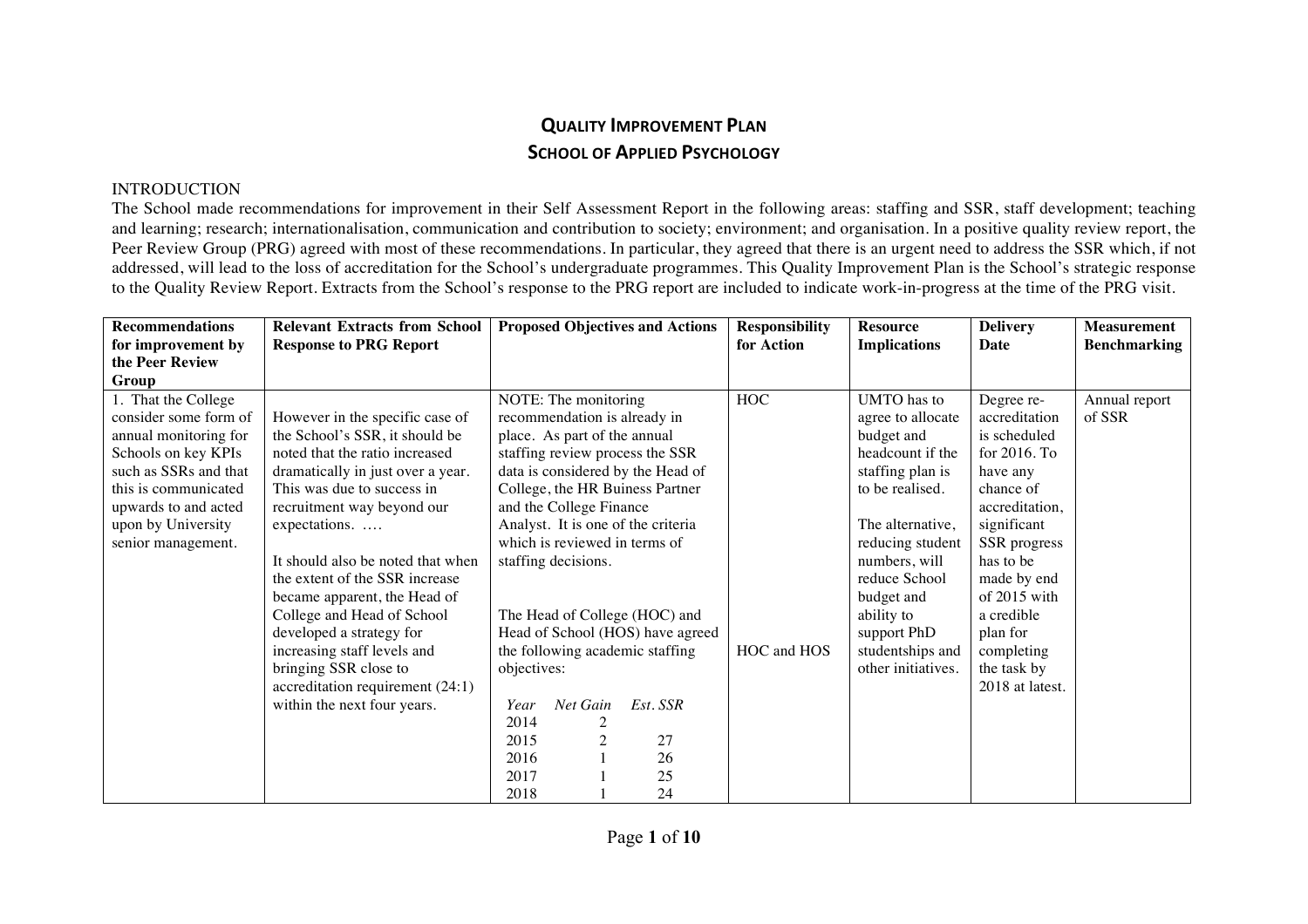# Quality Improvement Plan

## School of Applied Psychology

INTRODUCTION

The School made recommendations for improvement in their Self Assessment Report in the following areas: staffing and SSR, staff development; teaching and learning; research; internationalisation, communication and contribution to society; environment; and organisation. In a positive quality review report, the Peer Review Group (PRG) agreed with most of these recommendations. In particular, they agreed that there is an urgent need to address the SSR which, if not addressed, will lead to the loss of accreditation for the School's undergraduate programmes. This Quality Improvement Plan is the School's strategic response to the Quality Review Report. Extracts from the School's response to the PRG report are included to indicate work-in-progress at the time of the PRG visit.

| Recommendations for improvement by the Peer Review Group | Relevant Extracts from School Response to PRG Report | Proposed Objectives and Actions | Responsibility for Action | Resource Implications | Delivery Date | Measurement Benchmarking |
|---|---|---|---|---|---|---|
| 1. That the College consider some form of annual monitoring for Schools on key KPIs such as SSRs and that this is communicated upwards to and acted upon by University senior management. | However in the specific case of the School's SSR, it should be noted that the ratio increased dramatically in just over a year. This was due to success in recruitment way beyond our expectations. ….<br><br>It should also be noted that when the extent of the SSR increase became apparent, the Head of College and Head of School developed a strategy for increasing staff levels and bringing SSR close to accreditation requirement (24:1) within the next four years. | NOTE: The monitoring recommendation is already in place. As part of the annual staffing review process the SSR data is considered by the Head of College, the HR Business Partner and the College Finance Analyst. It is one of the criteria which is reviewed in terms of staffing decisions.<br><br>The Head of College (HOC) and Head of School (HOS) have agreed the following academic staffing objectives:<br><br>*Year* / *Net Gain* / *Est. SSR*<br>2014 / 2 /<br>2015 / 2 / 27<br>2016 / 1 / 26<br>2017 / 1 / 25<br>2018 / 1 / 24 | HOC<br><br>HOC and HOS | UMTO has to agree to allocate budget and headcount if the staffing plan is to be realised.<br><br>The alternative, reducing student numbers, will reduce School budget and ability to support PhD studentships and other initiatives. | Degree re-accreditation is scheduled for 2016. To have any chance of accreditation, significant SSR progress has to be made by end of 2015 with a credible plan for completing the task by 2018 at latest. | Annual report of SSR |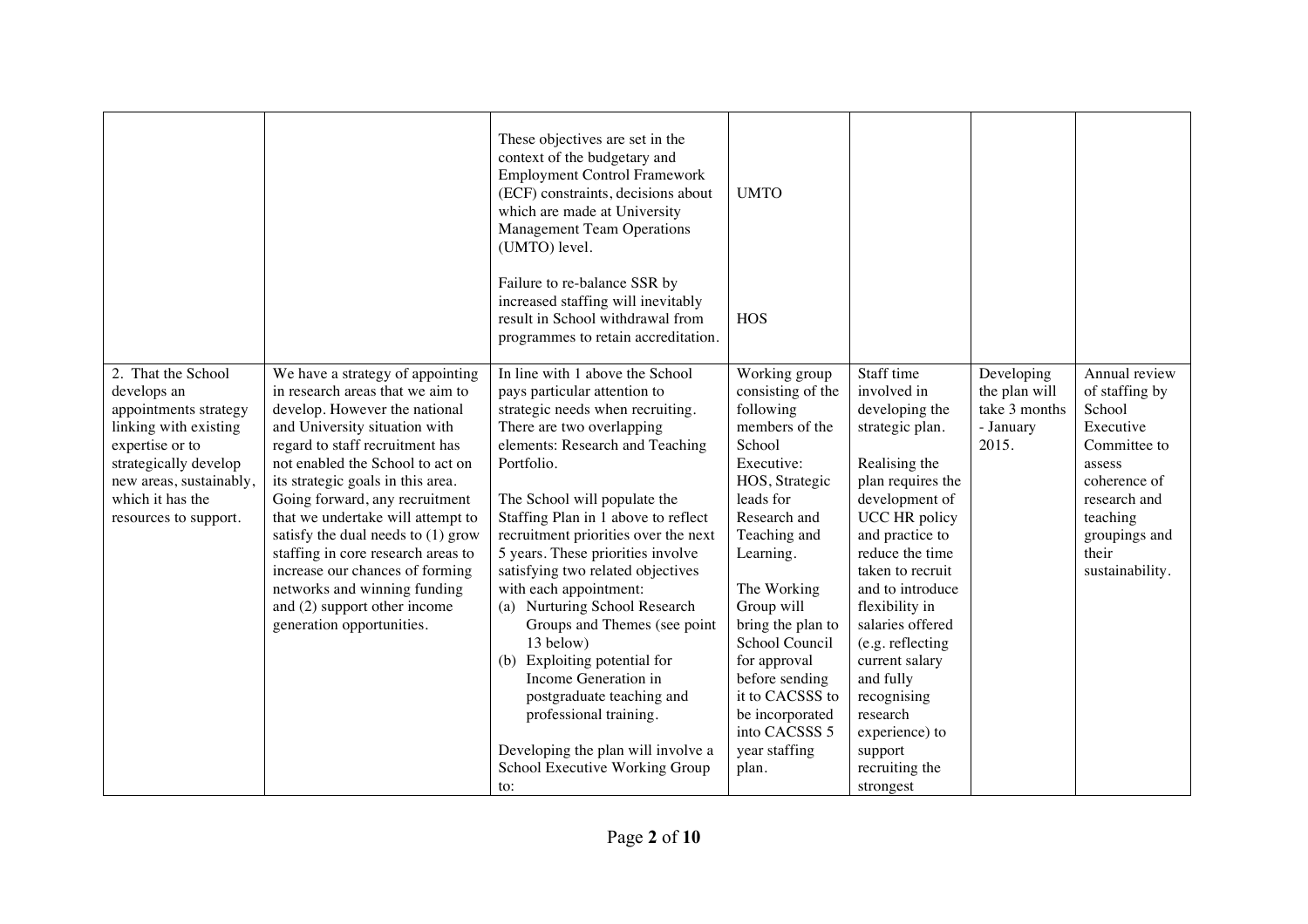| | | | | | | |
|---|---|---|---|---|---|---|
| | | These objectives are set in the context of the budgetary and Employment Control Framework (ECF) constraints, decisions about which are made at University Management Team Operations (UMTO) level.<br><br>Failure to re-balance SSR by increased staffing will inevitably result in School withdrawal from programmes to retain accreditation. | UMTO<br><br>HOS | | | |
| 2. That the School develops an appointments strategy linking with existing expertise or to strategically develop new areas, sustainably, which it has the resources to support. | We have a strategy of appointing in research areas that we aim to develop. However the national and University situation with regard to staff recruitment has not enabled the School to act on its strategic goals in this area. Going forward, any recruitment that we undertake will attempt to satisfy the dual needs to (1) grow staffing in core research areas to increase our chances of forming networks and winning funding and (2) support other income generation opportunities. | In line with 1 above the School pays particular attention to strategic needs when recruiting. There are two overlapping elements: Research and Teaching Portfolio.<br><br>The School will populate the Staffing Plan in 1 above to reflect recruitment priorities over the next 5 years. These priorities involve satisfying two related objectives with each appointment:<br>(a) Nurturing School Research Groups and Themes (see point 13 below)<br>(b) Exploiting potential for Income Generation in postgraduate teaching and professional training.<br><br>Developing the plan will involve a School Executive Working Group to: | Working group consisting of the following members of the School Executive: HOS, Strategic leads for Research and Teaching and Learning.<br><br>The Working Group will bring the plan to School Council for approval before sending it to CACSSS to be incorporated into CACSSS 5 year staffing plan. | Staff time involved in developing the strategic plan.<br><br>Realising the plan requires the development of UCC HR policy and practice to reduce the time taken to recruit and to introduce flexibility in salaries offered (e.g. reflecting current salary and fully recognising research experience) to support recruiting the strongest | Developing the plan will take 3 months - January 2015. | Annual review of staffing by School Executive Committee to assess coherence of research and teaching groupings and their sustainability. |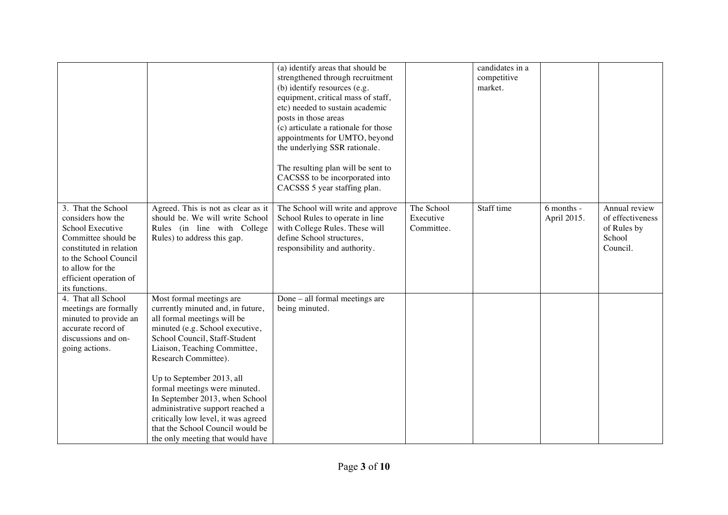| | | (a) identify areas that should be strengthened through recruitment<br>(b) identify resources (e.g. equipment, critical mass of staff, etc) needed to sustain academic posts in those areas<br>(c) articulate a rationale for those appointments for UMTO, beyond the underlying SSR rationale.<br><br>The resulting plan will be sent to CACSSS to be incorporated into CACSSS 5 year staffing plan. | | candidates in a competitive market. | | |
|---|---|---|---|---|---|---|
| 3. That the School considers how the School Executive Committee should be constituted in relation to the School Council to allow for the efficient operation of its functions. | Agreed. This is not as clear as it should be. We will write School Rules (in line with College Rules) to address this gap. | The School will write and approve School Rules to operate in line with College Rules. These will define School structures, responsibility and authority. | The School Executive Committee. | Staff time | 6 months - April 2015. | Annual review of effectiveness of Rules by School Council. |
| 4. That all School meetings are formally minuted to provide an accurate record of discussions and on-going actions. | Most formal meetings are currently minuted and, in future, all formal meetings will be minuted (e.g. School executive, School Council, Staff-Student Liaison, Teaching Committee, Research Committee).<br><br>Up to September 2013, all formal meetings were minuted. In September 2013, when School administrative support reached a critically low level, it was agreed that the School Council would be the only meeting that would have | Done – all formal meetings are being minuted. | | | | |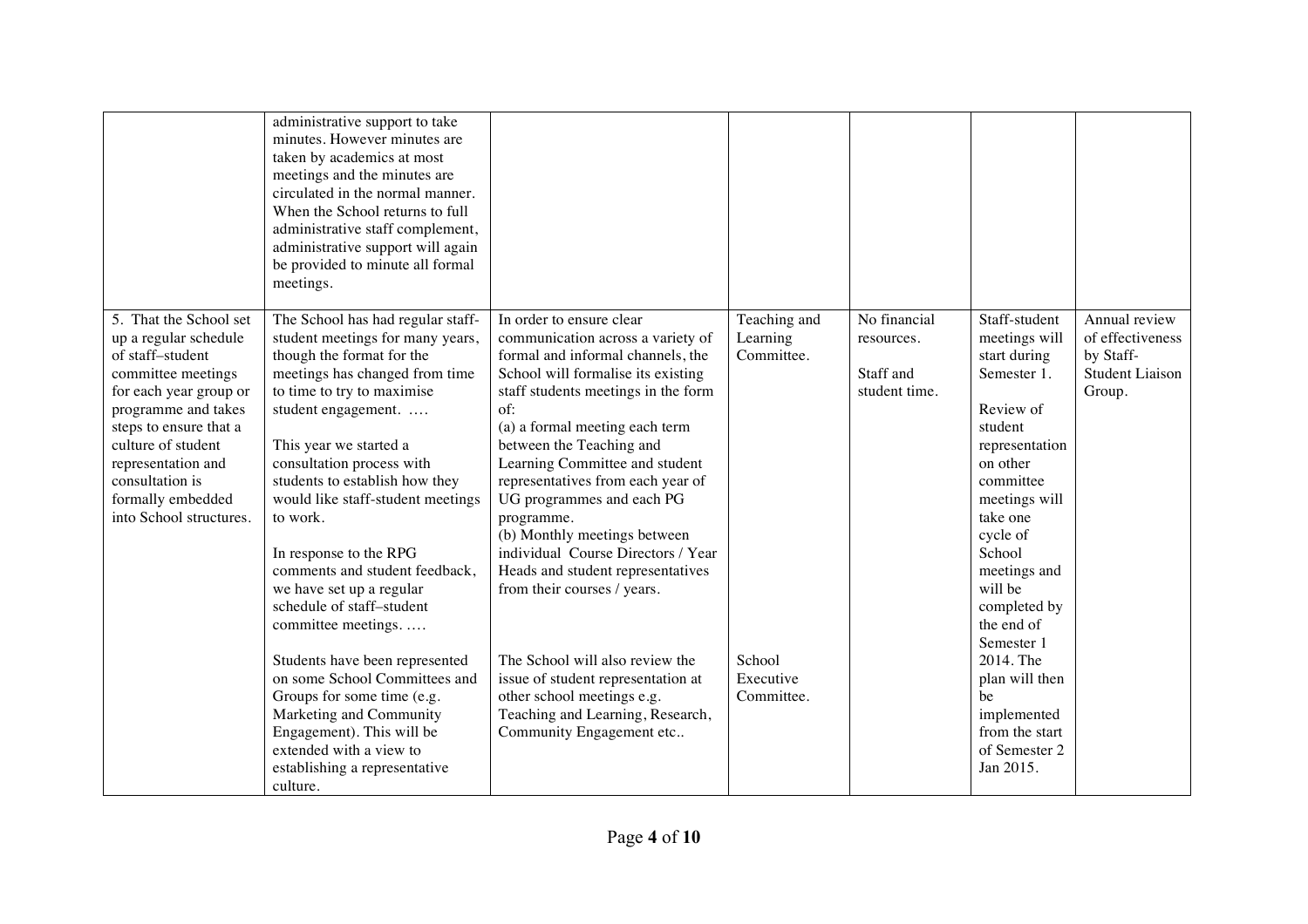| | | | | | | |
|---|---|---|---|---|---|---|
| | administrative support to take minutes. However minutes are taken by academics at most meetings and the minutes are circulated in the normal manner. When the School returns to full administrative staff complement, administrative support will again be provided to minute all formal meetings. | | | | | |
| 5. That the School set up a regular schedule of staff–student committee meetings for each year group or programme and takes steps to ensure that a culture of student representation and consultation is formally embedded into School structures. | The School has had regular staff-student meetings for many years, though the format for the meetings has changed from time to time to try to maximise student engagement. ….<br><br>This year we started a consultation process with students to establish how they would like staff-student meetings to work.<br><br>In response to the RPG comments and student feedback, we have set up a regular schedule of staff–student committee meetings. ….<br><br>Students have been represented on some School Committees and Groups for some time (e.g. Marketing and Community Engagement). This will be extended with a view to establishing a representative culture. | In order to ensure clear communication across a variety of formal and informal channels, the School will formalise its existing staff students meetings in the form of:<br>(a) a formal meeting each term between the Teaching and Learning Committee and student representatives from each year of UG programmes and each PG programme.<br>(b) Monthly meetings between individual Course Directors / Year Heads and student representatives from their courses / years.<br><br>The School will also review the issue of student representation at other school meetings e.g. Teaching and Learning, Research, Community Engagement etc.. | Teaching and Learning Committee.<br><br>School Executive Committee. | No financial resources.<br><br>Staff and student time. | Staff-student meetings will start during Semester 1.<br><br>Review of student representation on other committee meetings will take one cycle of School meetings and will be completed by the end of Semester 1 2014. The plan will then be implemented from the start of Semester 2 Jan 2015. | Annual review of effectiveness by Staff-Student Liaison Group. |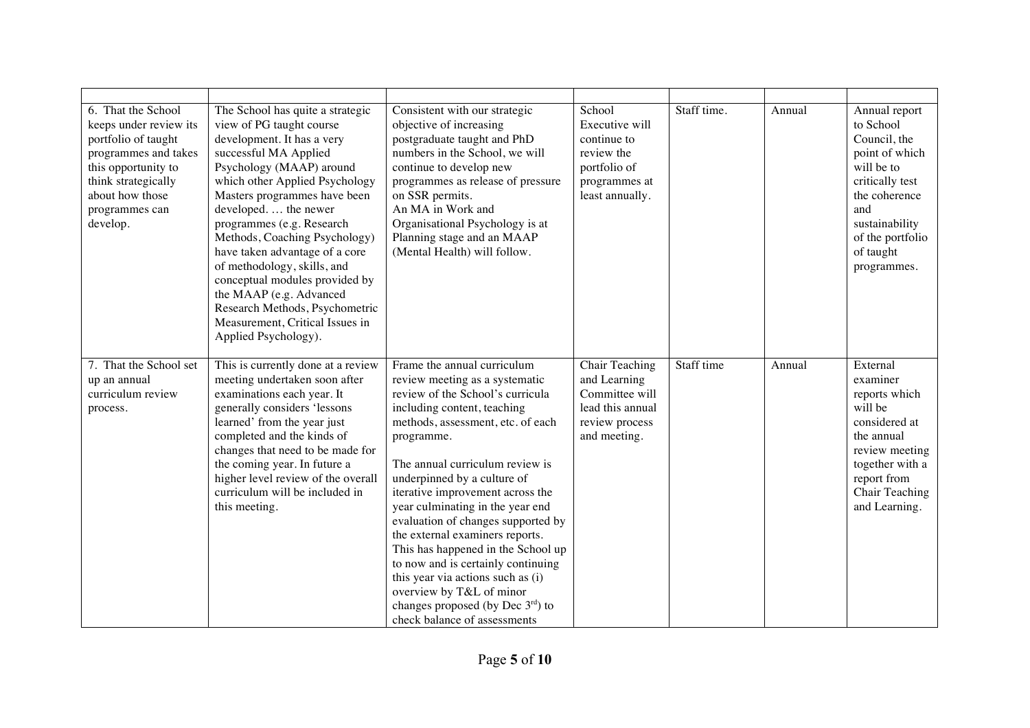| | | | | | | |
|---|---|---|---|---|---|---|
| 6. That the School keeps under review its portfolio of taught programmes and takes this opportunity to think strategically about how those programmes can develop. | The School has quite a strategic view of PG taught course development. It has a very successful MA Applied Psychology (MAAP) around which other Applied Psychology Masters programmes have been developed. … the newer programmes (e.g. Research Methods, Coaching Psychology) have taken advantage of a core of methodology, skills, and conceptual modules provided by the MAAP (e.g. Advanced Research Methods, Psychometric Measurement, Critical Issues in Applied Psychology). | Consistent with our strategic objective of increasing postgraduate taught and PhD numbers in the School, we will continue to develop new programmes as release of pressure on SSR permits.<br>An MA in Work and Organisational Psychology is at Planning stage and an MAAP (Mental Health) will follow. | School Executive will continue to review the portfolio of programmes at least annually. | Staff time. | Annual | Annual report to School Council, the point of which will be to critically test the coherence and sustainability of the portfolio of taught programmes. |
| 7. That the School set up an annual curriculum review process. | This is currently done at a review meeting undertaken soon after examinations each year. It generally considers 'lessons learned' from the year just completed and the kinds of changes that need to be made for the coming year. In future a higher level review of the overall curriculum will be included in this meeting. | Frame the annual curriculum review meeting as a systematic review of the School's curricula including content, teaching methods, assessment, etc. of each programme.<br><br>The annual curriculum review is underpinned by a culture of iterative improvement across the year culminating in the year end evaluation of changes supported by the external examiners reports. This has happened in the School up to now and is certainly continuing this year via actions such as (i) overview by T&L of minor changes proposed (by Dec 3rd) to check balance of assessments | Chair Teaching and Learning Committee will lead this annual review process and meeting. | Staff time | Annual | External examiner reports which will be considered at the annual review meeting together with a report from Chair Teaching and Learning. |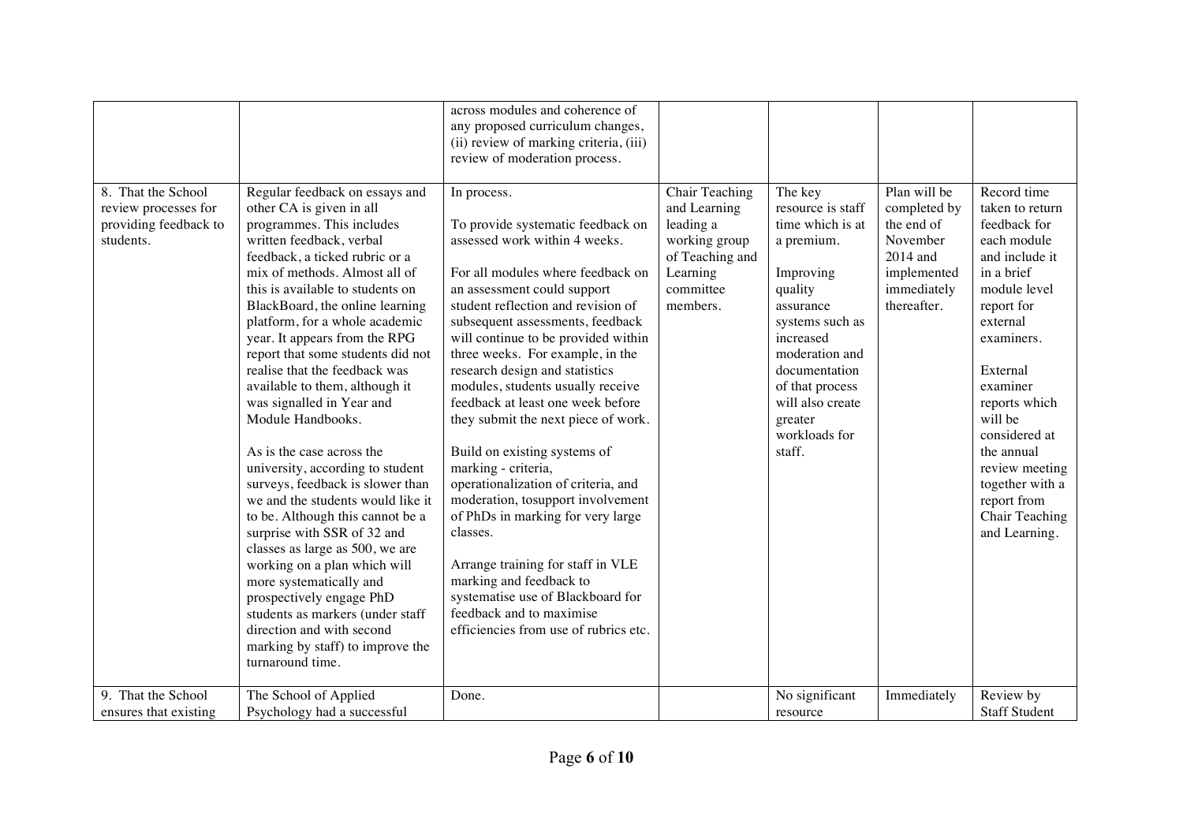| | | | | | | |
|---|---|---|---|---|---|---|
| | | across modules and coherence of any proposed curriculum changes, (ii) review of marking criteria, (iii) review of moderation process. | | | | |
| 8. That the School review processes for providing feedback to students. | Regular feedback on essays and other CA is given in all programmes. This includes written feedback, verbal feedback, a ticked rubric or a mix of methods. Almost all of this is available to students on BlackBoard, the online learning platform, for a whole academic year. It appears from the RPG report that some students did not realise that the feedback was available to them, although it was signalled in Year and Module Handbooks.<br><br>As is the case across the university, according to student surveys, feedback is slower than we and the students would like it to be. Although this cannot be a surprise with SSR of 32 and classes as large as 500, we are working on a plan which will more systematically and prospectively engage PhD students as markers (under staff direction and with second marking by staff) to improve the turnaround time. | In process.<br><br>To provide systematic feedback on assessed work within 4 weeks.<br><br>For all modules where feedback on an assessment could support student reflection and revision of subsequent assessments, feedback will continue to be provided within three weeks. For example, in the research design and statistics modules, students usually receive feedback at least one week before they submit the next piece of work.<br><br>Build on existing systems of marking - criteria, operationalization of criteria, and moderation, tosupport involvement of PhDs in marking for very large classes.<br><br>Arrange training for staff in VLE marking and feedback to systematise use of Blackboard for feedback and to maximise efficiencies from use of rubrics etc. | Chair Teaching and Learning leading a working group of Teaching and Learning committee members. | The key resource is staff time which is at a premium.<br><br>Improving quality assurance systems such as increased moderation and documentation of that process will also create greater workloads for staff. | Plan will be completed by the end of November 2014 and implemented immediately thereafter. | Record time taken to return feedback for each module and include it in a brief module level report for external examiners.<br><br>External examiner reports which will be considered at the annual review meeting together with a report from Chair Teaching and Learning. |
| 9. That the School ensures that existing | The School of Applied Psychology had a successful | Done. | | No significant resource | Immediately | Review by Staff Student |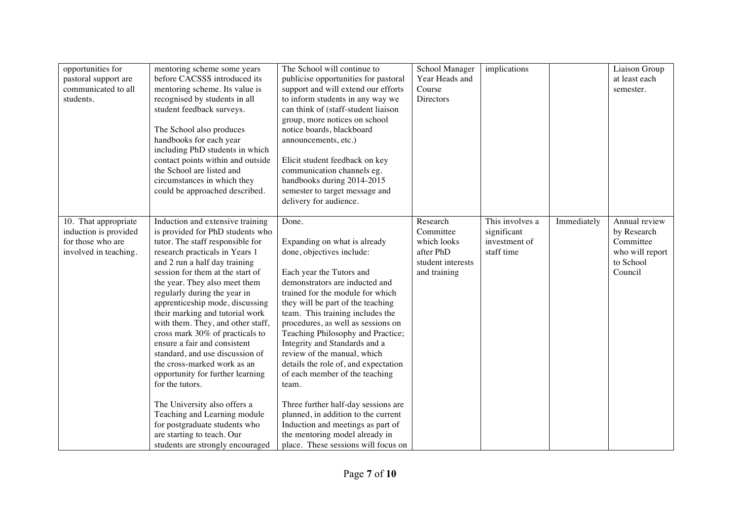| | | | | | | |
|---|---|---|---|---|---|---|
| opportunities for pastoral support are communicated to all students. | mentoring scheme some years before CACSSS introduced its mentoring scheme. Its value is recognised by students in all student feedback surveys.<br><br>The School also produces handbooks for each year including PhD students in which contact points within and outside the School are listed and circumstances in which they could be approached described. | The School will continue to publicise opportunities for pastoral support and will extend our efforts to inform students in any way we can think of (staff-student liaison group, more notices on school notice boards, blackboard announcements, etc.)<br><br>Elicit student feedback on key communication channels eg. handbooks during 2014-2015 semester to target message and delivery for audience. | School Manager Year Heads and Course Directors | implications | | Liaison Group at least each semester. |
| 10. That appropriate induction is provided for those who are involved in teaching. | Induction and extensive training is provided for PhD students who tutor. The staff responsible for research practicals in Years 1 and 2 run a half day training session for them at the start of the year. They also meet them regularly during the year in apprenticeship mode, discussing their marking and tutorial work with them. They, and other staff, cross mark 30% of practicals to ensure a fair and consistent standard, and use discussion of the cross-marked work as an opportunity for further learning for the tutors.<br><br>The University also offers a Teaching and Learning module for postgraduate students who are starting to teach. Our students are strongly encouraged | Done.<br><br>Expanding on what is already done, objectives include:<br><br>Each year the Tutors and demonstrators are inducted and trained for the module for which they will be part of the teaching team. This training includes the procedures, as well as sessions on Teaching Philosophy and Practice; Integrity and Standards and a review of the manual, which details the role of, and expectation of each member of the teaching team.<br><br>Three further half-day sessions are planned, in addition to the current Induction and meetings as part of the mentoring model already in place. These sessions will focus on | Research Committee which looks after PhD student interests and training | This involves a significant investment of staff time | Immediately | Annual review by Research Committee who will report to School Council |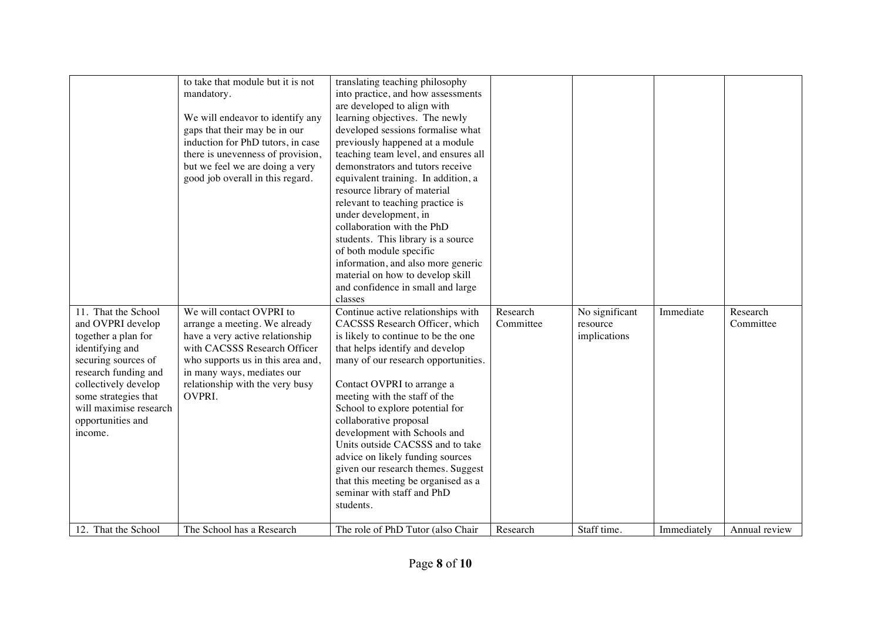| | | | | | | |
|---|---|---|---|---|---|---|
| | to take that module but it is not mandatory.<br><br>We will endeavor to identify any gaps that their may be in our induction for PhD tutors, in case there is unevenness of provision, but we feel we are doing a very good job overall in this regard. | translating teaching philosophy into practice, and how assessments are developed to align with learning objectives. The newly developed sessions formalise what previously happened at a module teaching team level, and ensures all demonstrators and tutors receive equivalent training. In addition, a resource library of material relevant to teaching practice is under development, in collaboration with the PhD students. This library is a source of both module specific information, and also more generic material on how to develop skill and confidence in small and large classes | | | | |
| 11. That the School and OVPRI develop together a plan for identifying and securing sources of research funding and collectively develop some strategies that will maximise research opportunities and income. | We will contact OVPRI to arrange a meeting. We already have a very active relationship with CACSSS Research Officer who supports us in this area and, in many ways, mediates our relationship with the very busy OVPRI. | Continue active relationships with CACSSS Research Officer, which is likely to continue to be the one that helps identify and develop many of our research opportunities.<br><br>Contact OVPRI to arrange a meeting with the staff of the School to explore potential for collaborative proposal development with Schools and Units outside CACSSS and to take advice on likely funding sources given our research themes. Suggest that this meeting be organised as a seminar with staff and PhD students. | Research Committee | No significant resource implications | Immediate | Research Committee |
| 12. That the School | The School has a Research | The role of PhD Tutor (also Chair | Research | Staff time. | Immediately | Annual review |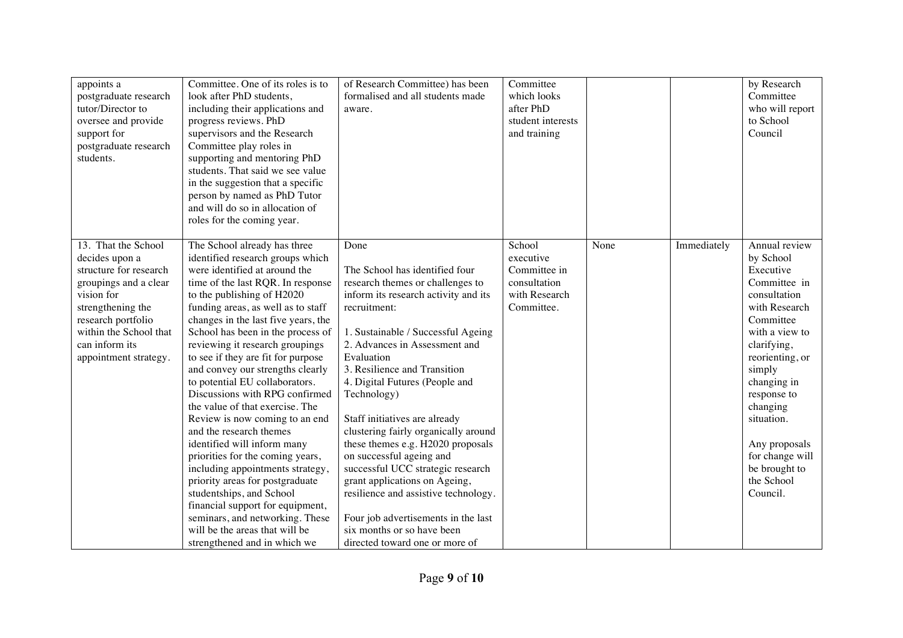| | | | | | | |
|---|---|---|---|---|---|---|
| appoints a postgraduate research tutor/Director to oversee and provide support for postgraduate research students. | Committee. One of its roles is to look after PhD students, including their applications and progress reviews. PhD supervisors and the Research Committee play roles in supporting and mentoring PhD students. That said we see value in the suggestion that a specific person by named as PhD Tutor and will do so in allocation of roles for the coming year. | of Research Committee) has been formalised and all students made aware. | Committee which looks after PhD student interests and training | | | by Research Committee who will report to School Council |
| 13. That the School decides upon a structure for research groupings and a clear vision for strengthening the research portfolio within the School that can inform its appointment strategy. | The School already has three identified research groups which were identified at around the time of the last RQR. In response to the publishing of H2020 funding areas, as well as to staff changes in the last five years, the School has been in the process of reviewing it research groupings to see if they are fit for purpose and convey our strengths clearly to potential EU collaborators. Discussions with RPG confirmed the value of that exercise. The Review is now coming to an end and the research themes identified will inform many priorities for the coming years, including appointments strategy, priority areas for postgraduate studentships, and School financial support for equipment, seminars, and networking. These will be the areas that will be strengthened and in which we | Done<br><br>The School has identified four research themes or challenges to inform its research activity and its recruitment:<br><br>1. Sustainable / Successful Ageing<br>2. Advances in Assessment and Evaluation<br>3. Resilience and Transition<br>4. Digital Futures (People and Technology)<br><br>Staff initiatives are already clustering fairly organically around these themes e.g. H2020 proposals on successful ageing and successful UCC strategic research grant applications on Ageing, resilience and assistive technology.<br><br>Four job advertisements in the last six months or so have been directed toward one or more of | School executive Committee in consultation with Research Committee. | None | Immediately | Annual review by School Executive Committee in consultation with Research Committee with a view to clarifying, reorienting, or simply changing in response to changing situation.<br><br>Any proposals for change will be brought to the School Council. |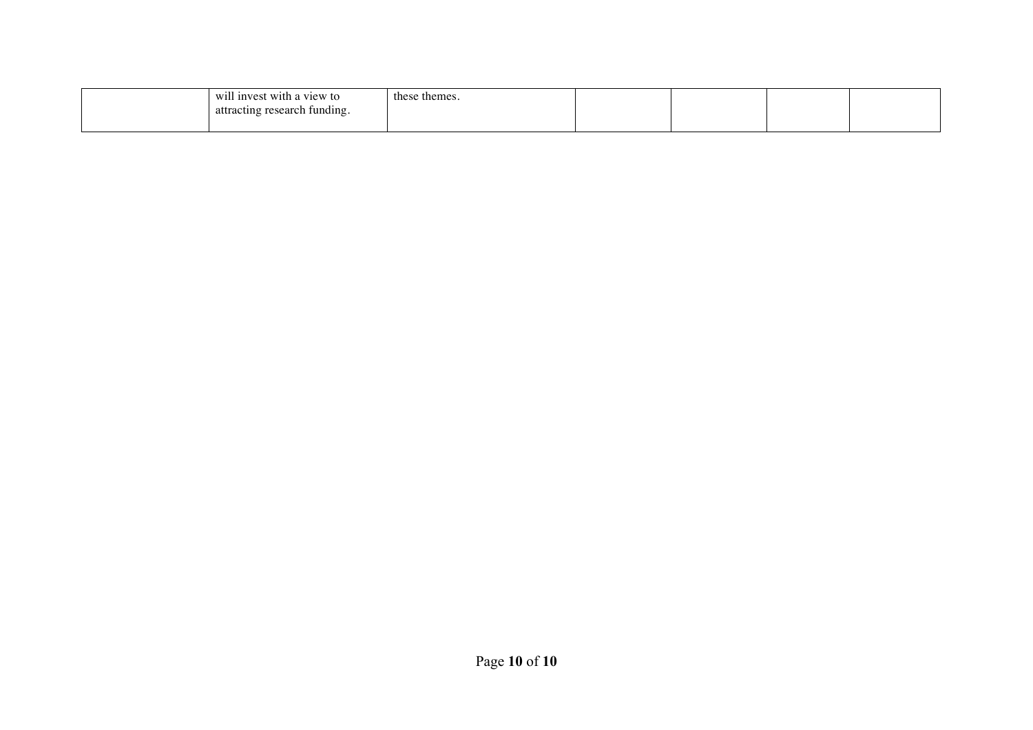| | | | | | | |
|---|---|---|---|---|---|---|
| | will invest with a view to attracting research funding. | these themes. | | | | |